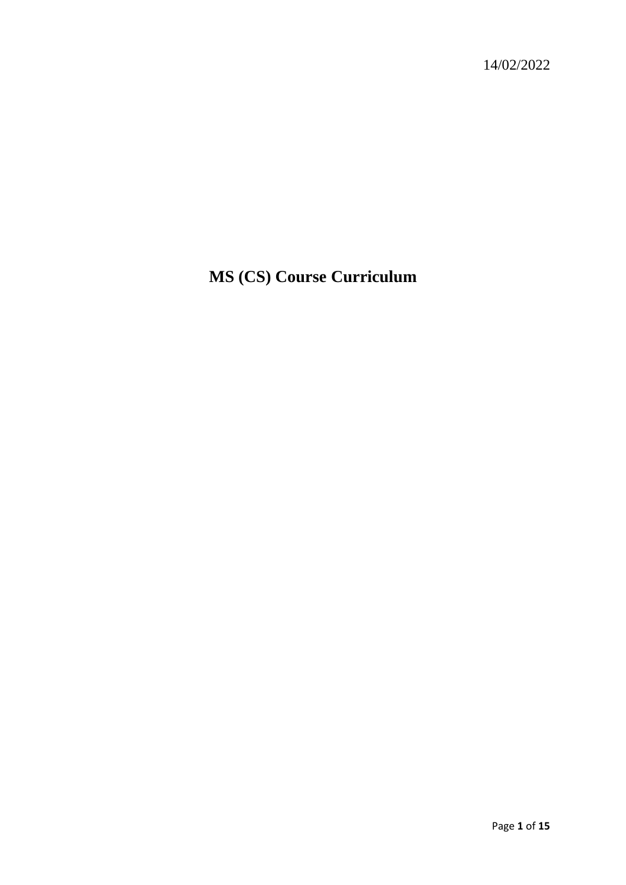14/02/2022

# MS (CS) Course Curriculum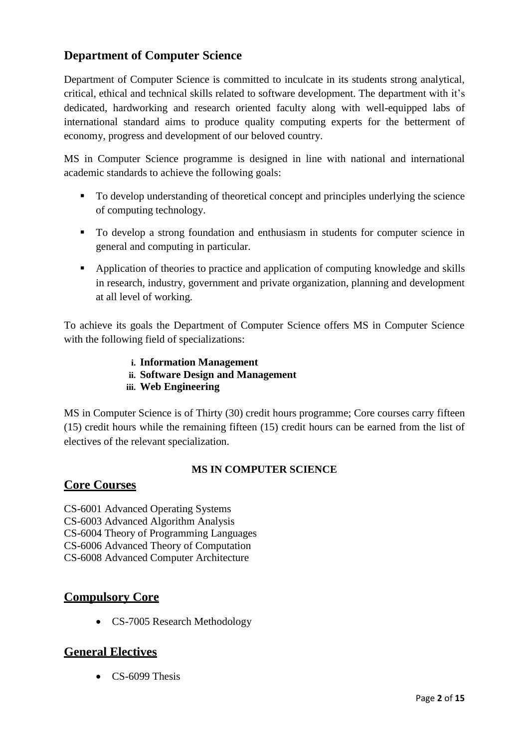## Department of Computer Science

Department of Computer Science is committed to inculcate in its students strong analytical, critical, ethical and technical skills related to software development. The department with it's dedicated, hardworking and research oriented faculty along with well-equipped labs of international standard aims to produce quality computing experts for the betterment of economy, progress and development of our beloved country.

MS in Computer Science programme is designed in line with national and international academic standards to achieve the following goals:

- To develop understanding of theoretical concept and principles underlying the science of computing technology.
- To develop a strong foundation and enthusiasm in students for computer science in general and computing in particular.
- Application of theories to practice and application of computing knowledge and skills in research, industry, government and private organization, planning and development at all level of working.

To achieve its goals the Department of Computer Science offers MS in Computer Science with the following field of specializations:

i. **Information Management**
ii. **Software Design and Management**
iii. **Web Engineering**

MS in Computer Science is of Thirty (30) credit hours programme; Core courses carry fifteen (15) credit hours while the remaining fifteen (15) credit hours can be earned from the list of electives of the relevant specialization.

**MS IN COMPUTER SCIENCE**

## Core Courses

CS-6001 Advanced Operating Systems
CS-6003 Advanced Algorithm Analysis
CS-6004 Theory of Programming Languages
CS-6006 Advanced Theory of Computation
CS-6008 Advanced Computer Architecture

## Compulsory Core

- CS-7005 Research Methodology

## General Electives

- CS-6099 Thesis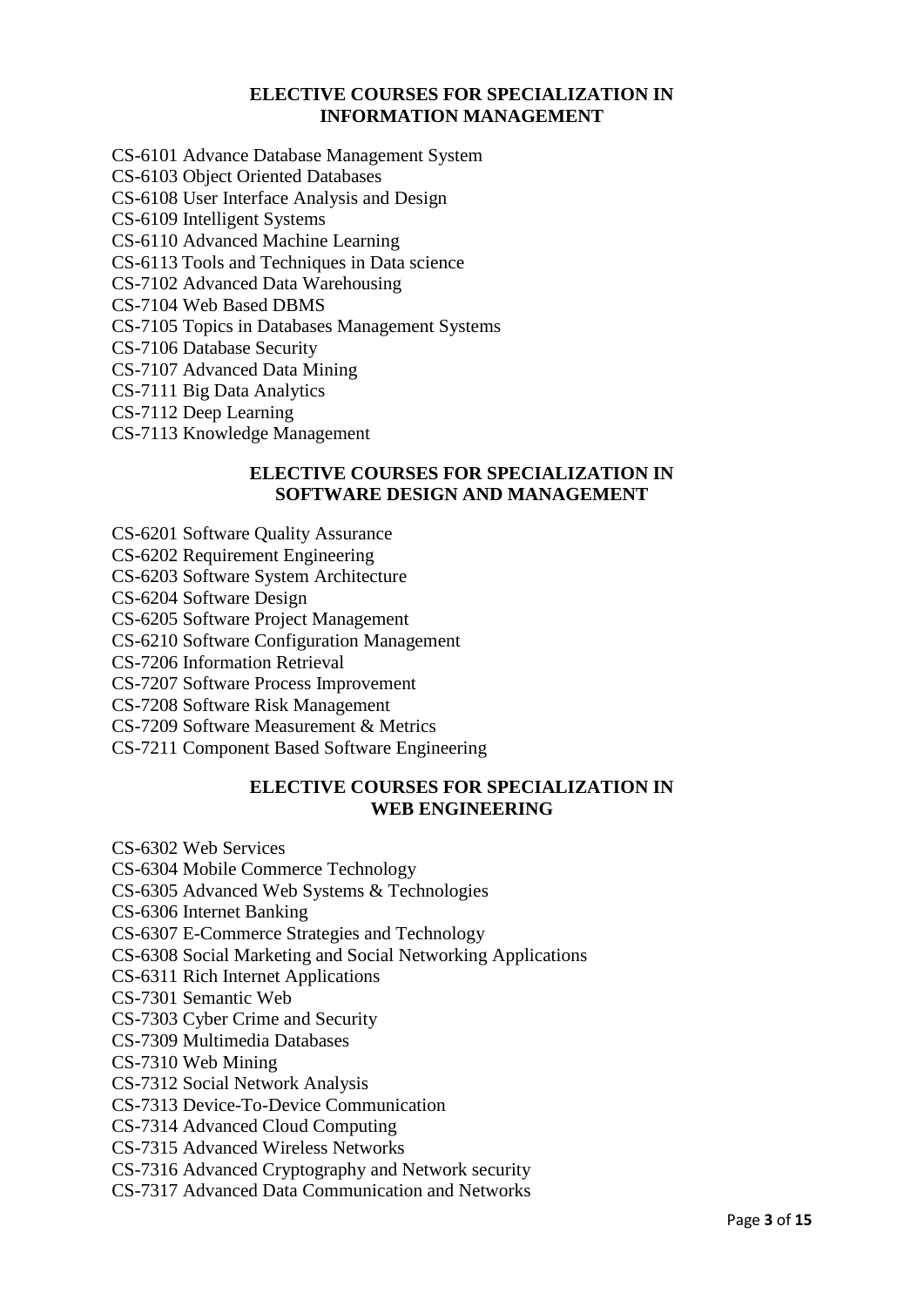## ELECTIVE COURSES FOR SPECIALIZATION IN INFORMATION MANAGEMENT

CS-6101 Advance Database Management System
CS-6103 Object Oriented Databases
CS-6108 User Interface Analysis and Design
CS-6109 Intelligent Systems
CS-6110 Advanced Machine Learning
CS-6113 Tools and Techniques in Data science
CS-7102 Advanced Data Warehousing
CS-7104 Web Based DBMS
CS-7105 Topics in Databases Management Systems
CS-7106 Database Security
CS-7107 Advanced Data Mining
CS-7111 Big Data Analytics
CS-7112 Deep Learning
CS-7113 Knowledge Management

## ELECTIVE COURSES FOR SPECIALIZATION IN SOFTWARE DESIGN AND MANAGEMENT

CS-6201 Software Quality Assurance
CS-6202 Requirement Engineering
CS-6203 Software System Architecture
CS-6204 Software Design
CS-6205 Software Project Management
CS-6210 Software Configuration Management
CS-7206 Information Retrieval
CS-7207 Software Process Improvement
CS-7208 Software Risk Management
CS-7209 Software Measurement & Metrics
CS-7211 Component Based Software Engineering

## ELECTIVE COURSES FOR SPECIALIZATION IN WEB ENGINEERING

CS-6302 Web Services
CS-6304 Mobile Commerce Technology
CS-6305 Advanced Web Systems & Technologies
CS-6306 Internet Banking
CS-6307 E-Commerce Strategies and Technology
CS-6308 Social Marketing and Social Networking Applications
CS-6311 Rich Internet Applications
CS-7301 Semantic Web
CS-7303 Cyber Crime and Security
CS-7309 Multimedia Databases
CS-7310 Web Mining
CS-7312 Social Network Analysis
CS-7313 Device-To-Device Communication
CS-7314 Advanced Cloud Computing
CS-7315 Advanced Wireless Networks
CS-7316 Advanced Cryptography and Network security
CS-7317 Advanced Data Communication and Networks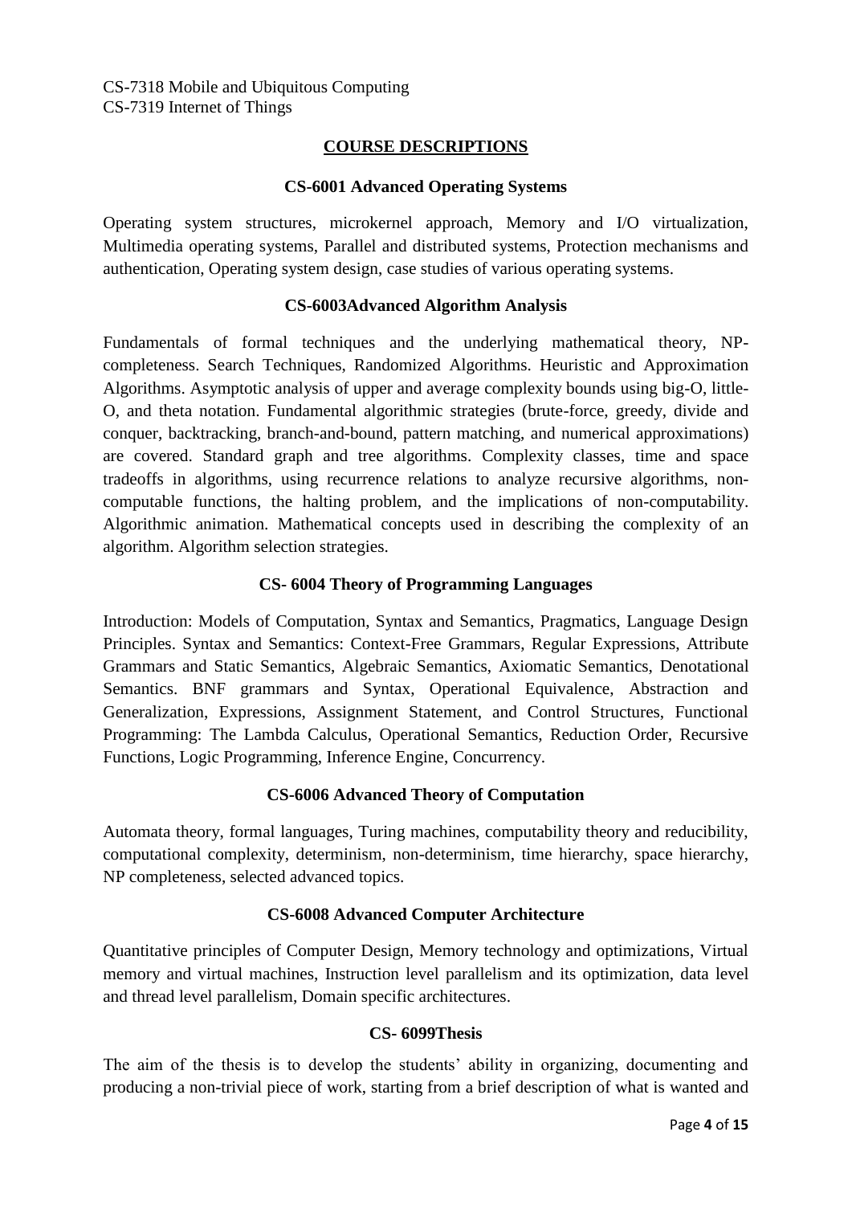CS-7318 Mobile and Ubiquitous Computing
CS-7319 Internet of Things

## COURSE DESCRIPTIONS

### CS-6001 Advanced Operating Systems

Operating system structures, microkernel approach, Memory and I/O virtualization, Multimedia operating systems, Parallel and distributed systems, Protection mechanisms and authentication, Operating system design, case studies of various operating systems.

### CS-6003Advanced Algorithm Analysis

Fundamentals of formal techniques and the underlying mathematical theory, NP-completeness. Search Techniques, Randomized Algorithms. Heuristic and Approximation Algorithms. Asymptotic analysis of upper and average complexity bounds using big-O, little-O, and theta notation. Fundamental algorithmic strategies (brute-force, greedy, divide and conquer, backtracking, branch-and-bound, pattern matching, and numerical approximations) are covered. Standard graph and tree algorithms. Complexity classes, time and space tradeoffs in algorithms, using recurrence relations to analyze recursive algorithms, non-computable functions, the halting problem, and the implications of non-computability. Algorithmic animation. Mathematical concepts used in describing the complexity of an algorithm. Algorithm selection strategies.

### CS- 6004 Theory of Programming Languages

Introduction: Models of Computation, Syntax and Semantics, Pragmatics, Language Design Principles. Syntax and Semantics: Context-Free Grammars, Regular Expressions, Attribute Grammars and Static Semantics, Algebraic Semantics, Axiomatic Semantics, Denotational Semantics. BNF grammars and Syntax, Operational Equivalence, Abstraction and Generalization, Expressions, Assignment Statement, and Control Structures, Functional Programming: The Lambda Calculus, Operational Semantics, Reduction Order, Recursive Functions, Logic Programming, Inference Engine, Concurrency.

### CS-6006 Advanced Theory of Computation

Automata theory, formal languages, Turing machines, computability theory and reducibility, computational complexity, determinism, non-determinism, time hierarchy, space hierarchy, NP completeness, selected advanced topics.

### CS-6008 Advanced Computer Architecture

Quantitative principles of Computer Design, Memory technology and optimizations, Virtual memory and virtual machines, Instruction level parallelism and its optimization, data level and thread level parallelism, Domain specific architectures.

### CS- 6099Thesis

The aim of the thesis is to develop the students' ability in organizing, documenting and producing a non-trivial piece of work, starting from a brief description of what is wanted and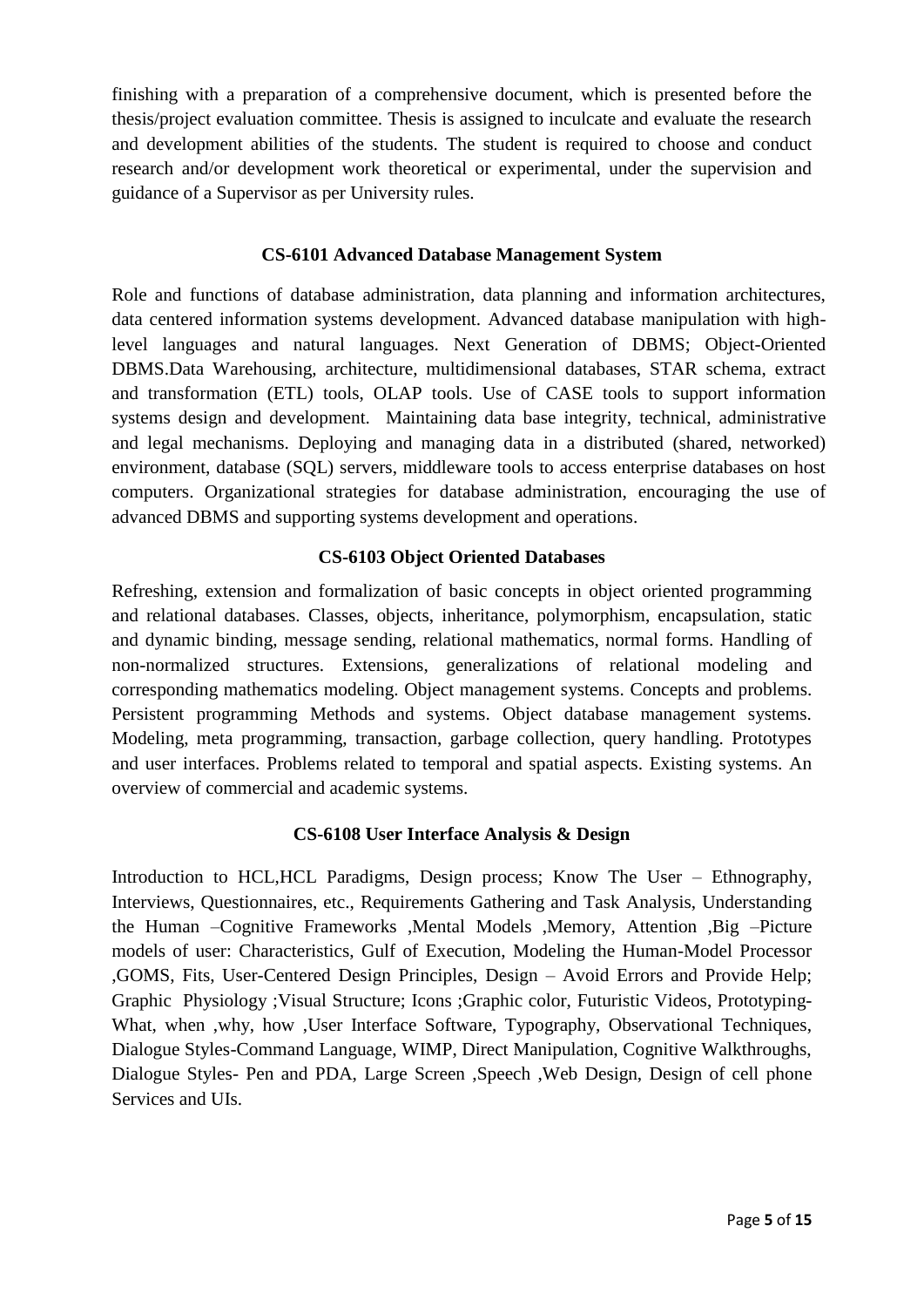finishing with a preparation of a comprehensive document, which is presented before the thesis/project evaluation committee. Thesis is assigned to inculcate and evaluate the research and development abilities of the students. The student is required to choose and conduct research and/or development work theoretical or experimental, under the supervision and guidance of a Supervisor as per University rules.

### CS-6101 Advanced Database Management System

Role and functions of database administration, data planning and information architectures, data centered information systems development. Advanced database manipulation with high-level languages and natural languages. Next Generation of DBMS; Object-Oriented DBMS.Data Warehousing, architecture, multidimensional databases, STAR schema, extract and transformation (ETL) tools, OLAP tools. Use of CASE tools to support information systems design and development. Maintaining data base integrity, technical, administrative and legal mechanisms. Deploying and managing data in a distributed (shared, networked) environment, database (SQL) servers, middleware tools to access enterprise databases on host computers. Organizational strategies for database administration, encouraging the use of advanced DBMS and supporting systems development and operations.

### CS-6103 Object Oriented Databases

Refreshing, extension and formalization of basic concepts in object oriented programming and relational databases. Classes, objects, inheritance, polymorphism, encapsulation, static and dynamic binding, message sending, relational mathematics, normal forms. Handling of non-normalized structures. Extensions, generalizations of relational modeling and corresponding mathematics modeling. Object management systems. Concepts and problems. Persistent programming Methods and systems. Object database management systems. Modeling, meta programming, transaction, garbage collection, query handling. Prototypes and user interfaces. Problems related to temporal and spatial aspects. Existing systems. An overview of commercial and academic systems.

### CS-6108 User Interface Analysis & Design

Introduction to HCL,HCL Paradigms, Design process; Know The User – Ethnography, Interviews, Questionnaires, etc., Requirements Gathering and Task Analysis, Understanding the Human –Cognitive Frameworks ,Mental Models ,Memory, Attention ,Big –Picture models of user: Characteristics, Gulf of Execution, Modeling the Human-Model Processor ,GOMS, Fits, User-Centered Design Principles, Design – Avoid Errors and Provide Help; Graphic Physiology ;Visual Structure; Icons ;Graphic color, Futuristic Videos, Prototyping-What, when ,why, how ,User Interface Software, Typography, Observational Techniques, Dialogue Styles-Command Language, WIMP, Direct Manipulation, Cognitive Walkthroughs, Dialogue Styles- Pen and PDA, Large Screen ,Speech ,Web Design, Design of cell phone Services and UIs.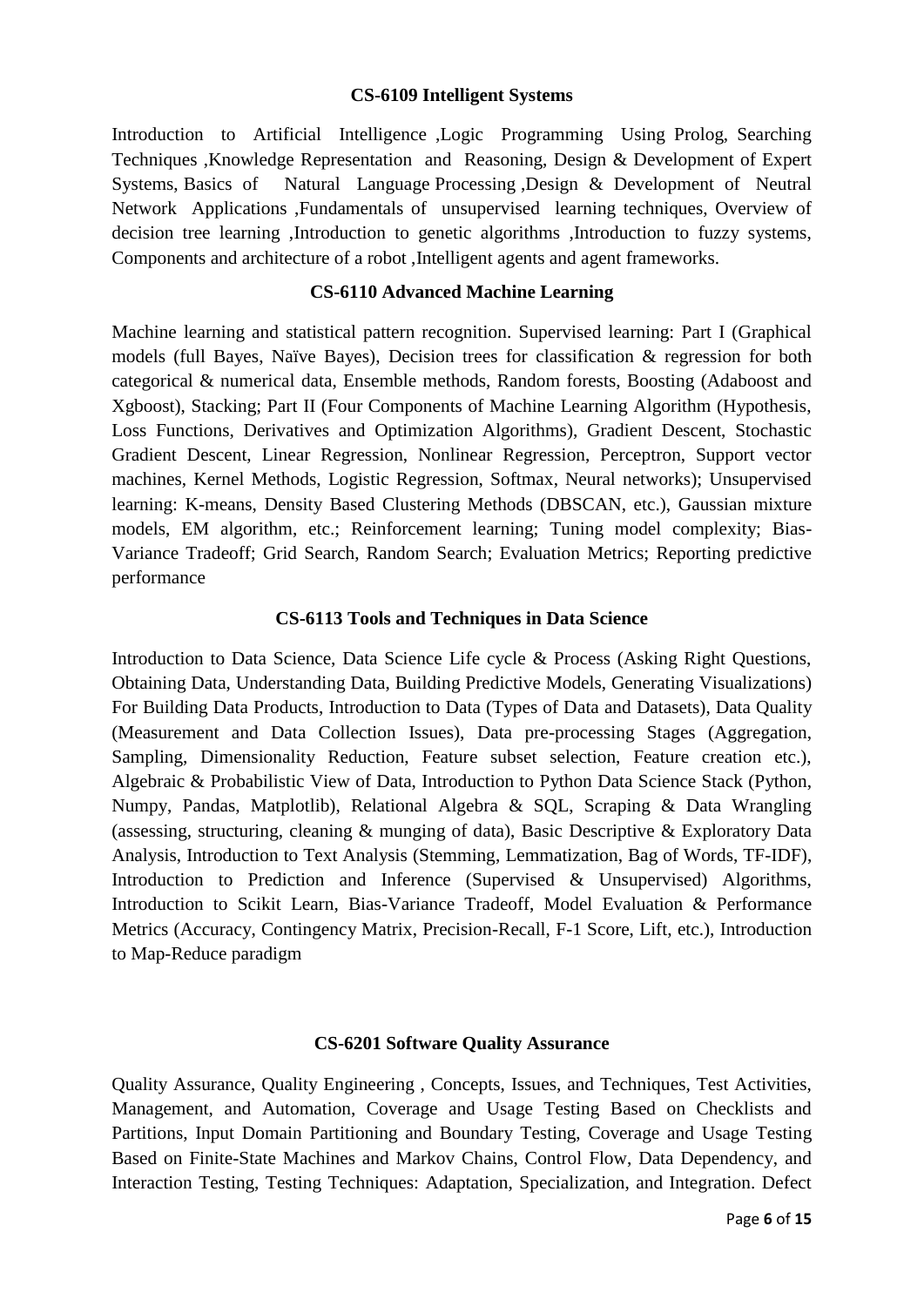### CS-6109 Intelligent Systems

Introduction to Artificial Intelligence ,Logic Programming Using Prolog, Searching Techniques ,Knowledge Representation and Reasoning, Design & Development of Expert Systems, Basics of Natural Language Processing ,Design & Development of Neutral Network Applications ,Fundamentals of unsupervised learning techniques, Overview of decision tree learning ,Introduction to genetic algorithms ,Introduction to fuzzy systems, Components and architecture of a robot ,Intelligent agents and agent frameworks.

### CS-6110 Advanced Machine Learning

Machine learning and statistical pattern recognition. Supervised learning: Part I (Graphical models (full Bayes, Naïve Bayes), Decision trees for classification & regression for both categorical & numerical data, Ensemble methods, Random forests, Boosting (Adaboost and Xgboost), Stacking; Part II (Four Components of Machine Learning Algorithm (Hypothesis, Loss Functions, Derivatives and Optimization Algorithms), Gradient Descent, Stochastic Gradient Descent, Linear Regression, Nonlinear Regression, Perceptron, Support vector machines, Kernel Methods, Logistic Regression, Softmax, Neural networks); Unsupervised learning: K-means, Density Based Clustering Methods (DBSCAN, etc.), Gaussian mixture models, EM algorithm, etc.; Reinforcement learning; Tuning model complexity; Bias-Variance Tradeoff; Grid Search, Random Search; Evaluation Metrics; Reporting predictive performance

### CS-6113 Tools and Techniques in Data Science

Introduction to Data Science, Data Science Life cycle & Process (Asking Right Questions, Obtaining Data, Understanding Data, Building Predictive Models, Generating Visualizations) For Building Data Products, Introduction to Data (Types of Data and Datasets), Data Quality (Measurement and Data Collection Issues), Data pre-processing Stages (Aggregation, Sampling, Dimensionality Reduction, Feature subset selection, Feature creation etc.), Algebraic & Probabilistic View of Data, Introduction to Python Data Science Stack (Python, Numpy, Pandas, Matplotlib), Relational Algebra & SQL, Scraping & Data Wrangling (assessing, structuring, cleaning & munging of data), Basic Descriptive & Exploratory Data Analysis, Introduction to Text Analysis (Stemming, Lemmatization, Bag of Words, TF-IDF), Introduction to Prediction and Inference (Supervised & Unsupervised) Algorithms, Introduction to Scikit Learn, Bias-Variance Tradeoff, Model Evaluation & Performance Metrics (Accuracy, Contingency Matrix, Precision-Recall, F-1 Score, Lift, etc.), Introduction to Map-Reduce paradigm

### CS-6201 Software Quality Assurance

Quality Assurance, Quality Engineering , Concepts, Issues, and Techniques, Test Activities, Management, and Automation, Coverage and Usage Testing Based on Checklists and Partitions, Input Domain Partitioning and Boundary Testing, Coverage and Usage Testing Based on Finite-State Machines and Markov Chains, Control Flow, Data Dependency, and Interaction Testing, Testing Techniques: Adaptation, Specialization, and Integration. Defect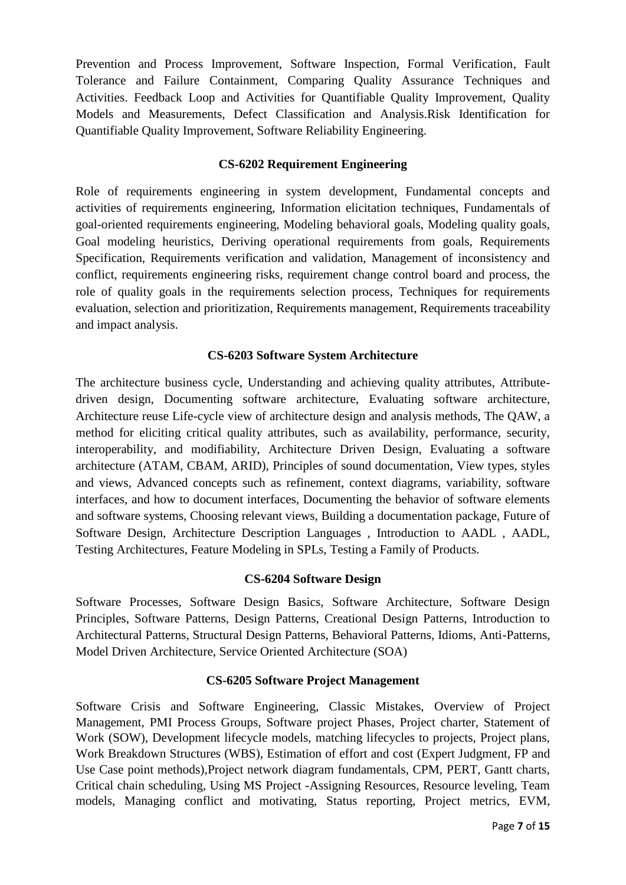Prevention and Process Improvement, Software Inspection, Formal Verification, Fault Tolerance and Failure Containment, Comparing Quality Assurance Techniques and Activities. Feedback Loop and Activities for Quantifiable Quality Improvement, Quality Models and Measurements, Defect Classification and Analysis.Risk Identification for Quantifiable Quality Improvement, Software Reliability Engineering.

### CS-6202 Requirement Engineering

Role of requirements engineering in system development, Fundamental concepts and activities of requirements engineering, Information elicitation techniques, Fundamentals of goal-oriented requirements engineering, Modeling behavioral goals, Modeling quality goals, Goal modeling heuristics, Deriving operational requirements from goals, Requirements Specification, Requirements verification and validation, Management of inconsistency and conflict, requirements engineering risks, requirement change control board and process, the role of quality goals in the requirements selection process, Techniques for requirements evaluation, selection and prioritization, Requirements management, Requirements traceability and impact analysis.

### CS-6203 Software System Architecture

The architecture business cycle, Understanding and achieving quality attributes, Attribute-driven design, Documenting software architecture, Evaluating software architecture, Architecture reuse Life-cycle view of architecture design and analysis methods, The QAW, a method for eliciting critical quality attributes, such as availability, performance, security, interoperability, and modifiability, Architecture Driven Design, Evaluating a software architecture (ATAM, CBAM, ARID), Principles of sound documentation, View types, styles and views, Advanced concepts such as refinement, context diagrams, variability, software interfaces, and how to document interfaces, Documenting the behavior of software elements and software systems, Choosing relevant views, Building a documentation package, Future of Software Design, Architecture Description Languages , Introduction to AADL , AADL, Testing Architectures, Feature Modeling in SPLs, Testing a Family of Products.

### CS-6204 Software Design

Software Processes, Software Design Basics, Software Architecture, Software Design Principles, Software Patterns, Design Patterns, Creational Design Patterns, Introduction to Architectural Patterns, Structural Design Patterns, Behavioral Patterns, Idioms, Anti-Patterns, Model Driven Architecture, Service Oriented Architecture (SOA)

### CS-6205 Software Project Management

Software Crisis and Software Engineering, Classic Mistakes, Overview of Project Management, PMI Process Groups, Software project Phases, Project charter, Statement of Work (SOW), Development lifecycle models, matching lifecycles to projects, Project plans, Work Breakdown Structures (WBS), Estimation of effort and cost (Expert Judgment, FP and Use Case point methods),Project network diagram fundamentals, CPM, PERT, Gantt charts, Critical chain scheduling, Using MS Project -Assigning Resources, Resource leveling, Team models, Managing conflict and motivating, Status reporting, Project metrics, EVM,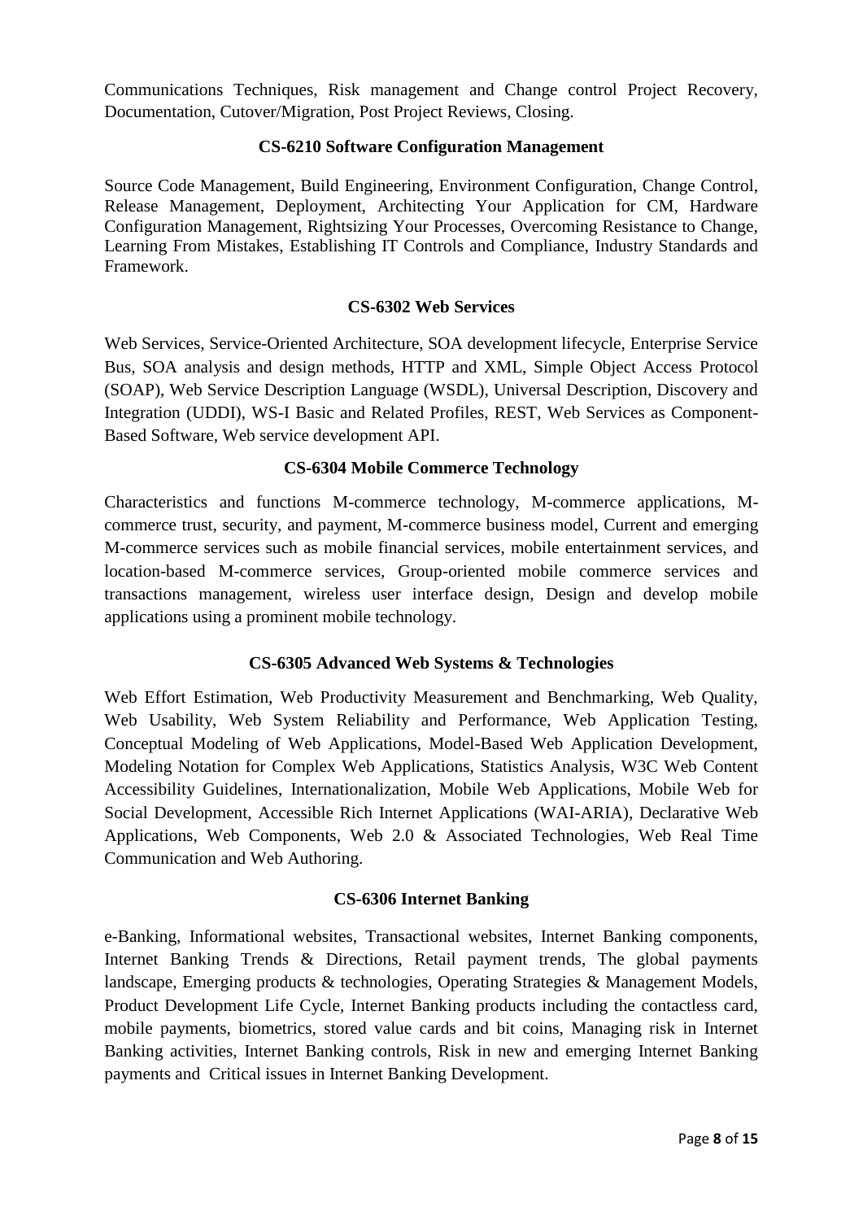Communications Techniques, Risk management and Change control Project Recovery, Documentation, Cutover/Migration, Post Project Reviews, Closing.

### CS-6210 Software Configuration Management

Source Code Management, Build Engineering, Environment Configuration, Change Control, Release Management, Deployment, Architecting Your Application for CM, Hardware Configuration Management, Rightsizing Your Processes, Overcoming Resistance to Change, Learning From Mistakes, Establishing IT Controls and Compliance, Industry Standards and Framework.

### CS-6302 Web Services

Web Services, Service-Oriented Architecture, SOA development lifecycle, Enterprise Service Bus, SOA analysis and design methods, HTTP and XML, Simple Object Access Protocol (SOAP), Web Service Description Language (WSDL), Universal Description, Discovery and Integration (UDDI), WS-I Basic and Related Profiles, REST, Web Services as Component-Based Software, Web service development API.

### CS-6304 Mobile Commerce Technology

Characteristics and functions M-commerce technology, M-commerce applications, M-commerce trust, security, and payment, M-commerce business model, Current and emerging M-commerce services such as mobile financial services, mobile entertainment services, and location-based M-commerce services, Group-oriented mobile commerce services and transactions management, wireless user interface design, Design and develop mobile applications using a prominent mobile technology.

### CS-6305 Advanced Web Systems & Technologies

Web Effort Estimation, Web Productivity Measurement and Benchmarking, Web Quality, Web Usability, Web System Reliability and Performance, Web Application Testing, Conceptual Modeling of Web Applications, Model-Based Web Application Development, Modeling Notation for Complex Web Applications, Statistics Analysis, W3C Web Content Accessibility Guidelines, Internationalization, Mobile Web Applications, Mobile Web for Social Development, Accessible Rich Internet Applications (WAI-ARIA), Declarative Web Applications, Web Components, Web 2.0 & Associated Technologies, Web Real Time Communication and Web Authoring.

### CS-6306 Internet Banking

e-Banking, Informational websites, Transactional websites, Internet Banking components, Internet Banking Trends & Directions, Retail payment trends, The global payments landscape, Emerging products & technologies, Operating Strategies & Management Models, Product Development Life Cycle, Internet Banking products including the contactless card, mobile payments, biometrics, stored value cards and bit coins, Managing risk in Internet Banking activities, Internet Banking controls, Risk in new and emerging Internet Banking payments and Critical issues in Internet Banking Development.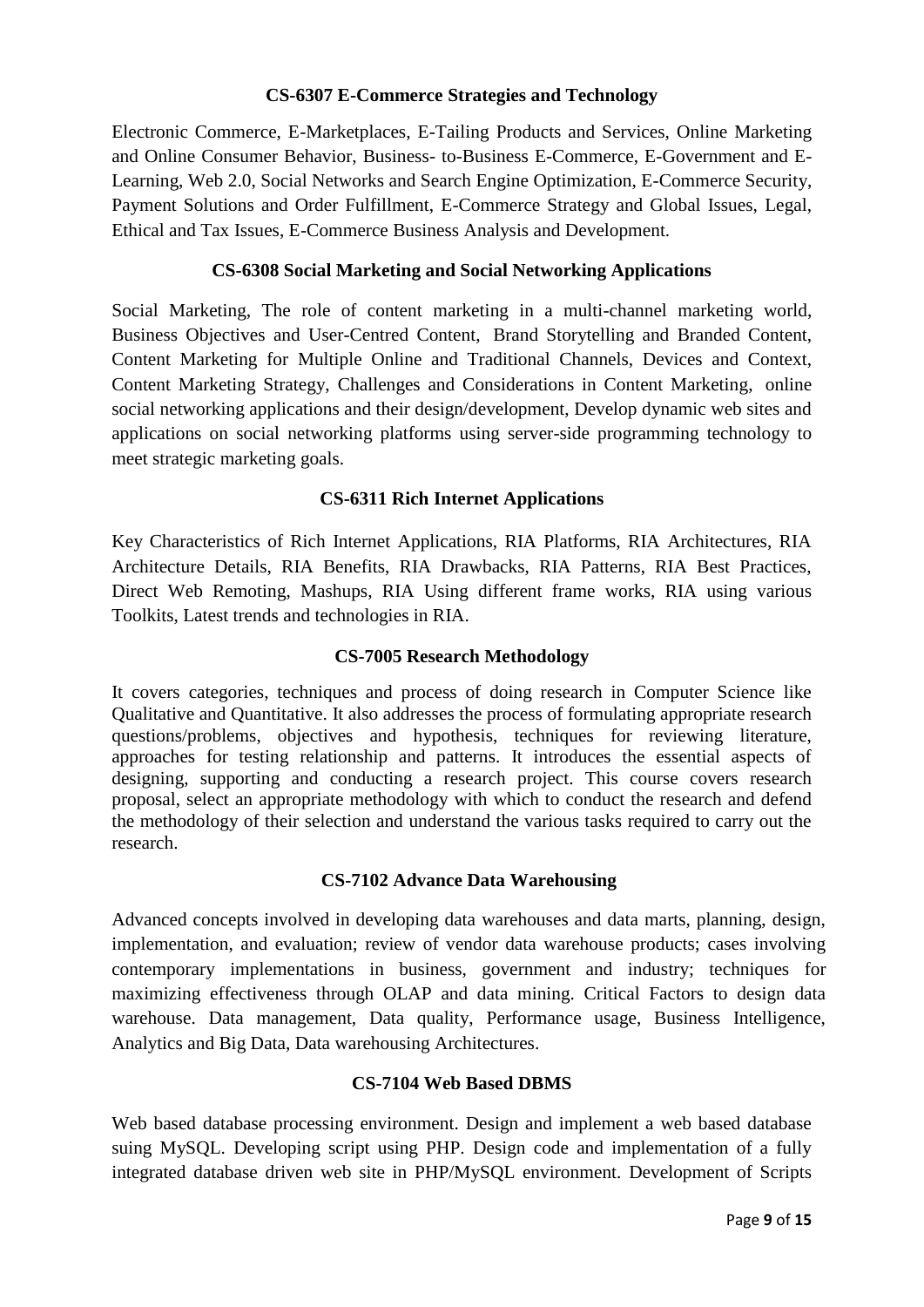### CS-6307 E-Commerce Strategies and Technology

Electronic Commerce, E-Marketplaces, E-Tailing Products and Services, Online Marketing and Online Consumer Behavior, Business- to-Business E-Commerce, E-Government and E-Learning, Web 2.0, Social Networks and Search Engine Optimization, E-Commerce Security, Payment Solutions and Order Fulfillment, E-Commerce Strategy and Global Issues, Legal, Ethical and Tax Issues, E-Commerce Business Analysis and Development.

### CS-6308 Social Marketing and Social Networking Applications

Social Marketing, The role of content marketing in a multi-channel marketing world, Business Objectives and User-Centred Content, Brand Storytelling and Branded Content, Content Marketing for Multiple Online and Traditional Channels, Devices and Context, Content Marketing Strategy, Challenges and Considerations in Content Marketing, online social networking applications and their design/development, Develop dynamic web sites and applications on social networking platforms using server-side programming technology to meet strategic marketing goals.

### CS-6311 Rich Internet Applications

Key Characteristics of Rich Internet Applications, RIA Platforms, RIA Architectures, RIA Architecture Details, RIA Benefits, RIA Drawbacks, RIA Patterns, RIA Best Practices, Direct Web Remoting, Mashups, RIA Using different frame works, RIA using various Toolkits, Latest trends and technologies in RIA.

### CS-7005 Research Methodology

It covers categories, techniques and process of doing research in Computer Science like Qualitative and Quantitative. It also addresses the process of formulating appropriate research questions/problems, objectives and hypothesis, techniques for reviewing literature, approaches for testing relationship and patterns. It introduces the essential aspects of designing, supporting and conducting a research project. This course covers research proposal, select an appropriate methodology with which to conduct the research and defend the methodology of their selection and understand the various tasks required to carry out the research.

### CS-7102 Advance Data Warehousing

Advanced concepts involved in developing data warehouses and data marts, planning, design, implementation, and evaluation; review of vendor data warehouse products; cases involving contemporary implementations in business, government and industry; techniques for maximizing effectiveness through OLAP and data mining. Critical Factors to design data warehouse. Data management, Data quality, Performance usage, Business Intelligence, Analytics and Big Data, Data warehousing Architectures.

### CS-7104 Web Based DBMS

Web based database processing environment. Design and implement a web based database suing MySQL. Developing script using PHP. Design code and implementation of a fully integrated database driven web site in PHP/MySQL environment. Development of Scripts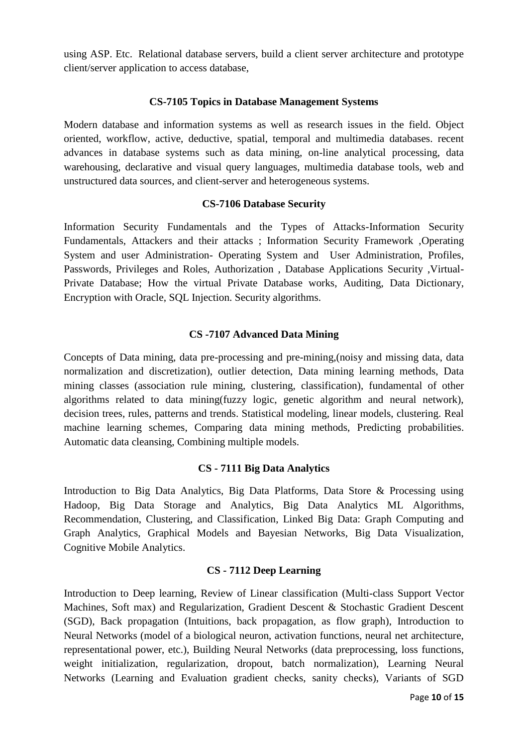using ASP. Etc. Relational database servers, build a client server architecture and prototype client/server application to access database,

### CS-7105 Topics in Database Management Systems

Modern database and information systems as well as research issues in the field. Object oriented, workflow, active, deductive, spatial, temporal and multimedia databases. recent advances in database systems such as data mining, on-line analytical processing, data warehousing, declarative and visual query languages, multimedia database tools, web and unstructured data sources, and client-server and heterogeneous systems.

### CS-7106 Database Security

Information Security Fundamentals and the Types of Attacks-Information Security Fundamentals, Attackers and their attacks ; Information Security Framework ,Operating System and user Administration- Operating System and User Administration, Profiles, Passwords, Privileges and Roles, Authorization , Database Applications Security ,Virtual-Private Database; How the virtual Private Database works, Auditing, Data Dictionary, Encryption with Oracle, SQL Injection. Security algorithms.

### CS -7107 Advanced Data Mining

Concepts of Data mining, data pre-processing and pre-mining,(noisy and missing data, data normalization and discretization), outlier detection, Data mining learning methods, Data mining classes (association rule mining, clustering, classification), fundamental of other algorithms related to data mining(fuzzy logic, genetic algorithm and neural network), decision trees, rules, patterns and trends. Statistical modeling, linear models, clustering. Real machine learning schemes, Comparing data mining methods, Predicting probabilities. Automatic data cleansing, Combining multiple models.

### CS - 7111 Big Data Analytics

Introduction to Big Data Analytics, Big Data Platforms, Data Store & Processing using Hadoop, Big Data Storage and Analytics, Big Data Analytics ML Algorithms, Recommendation, Clustering, and Classification, Linked Big Data: Graph Computing and Graph Analytics, Graphical Models and Bayesian Networks, Big Data Visualization, Cognitive Mobile Analytics.

### CS - 7112 Deep Learning

Introduction to Deep learning, Review of Linear classification (Multi-class Support Vector Machines, Soft max) and Regularization, Gradient Descent & Stochastic Gradient Descent (SGD), Back propagation (Intuitions, back propagation, as flow graph), Introduction to Neural Networks (model of a biological neuron, activation functions, neural net architecture, representational power, etc.), Building Neural Networks (data preprocessing, loss functions, weight initialization, regularization, dropout, batch normalization), Learning Neural Networks (Learning and Evaluation gradient checks, sanity checks), Variants of SGD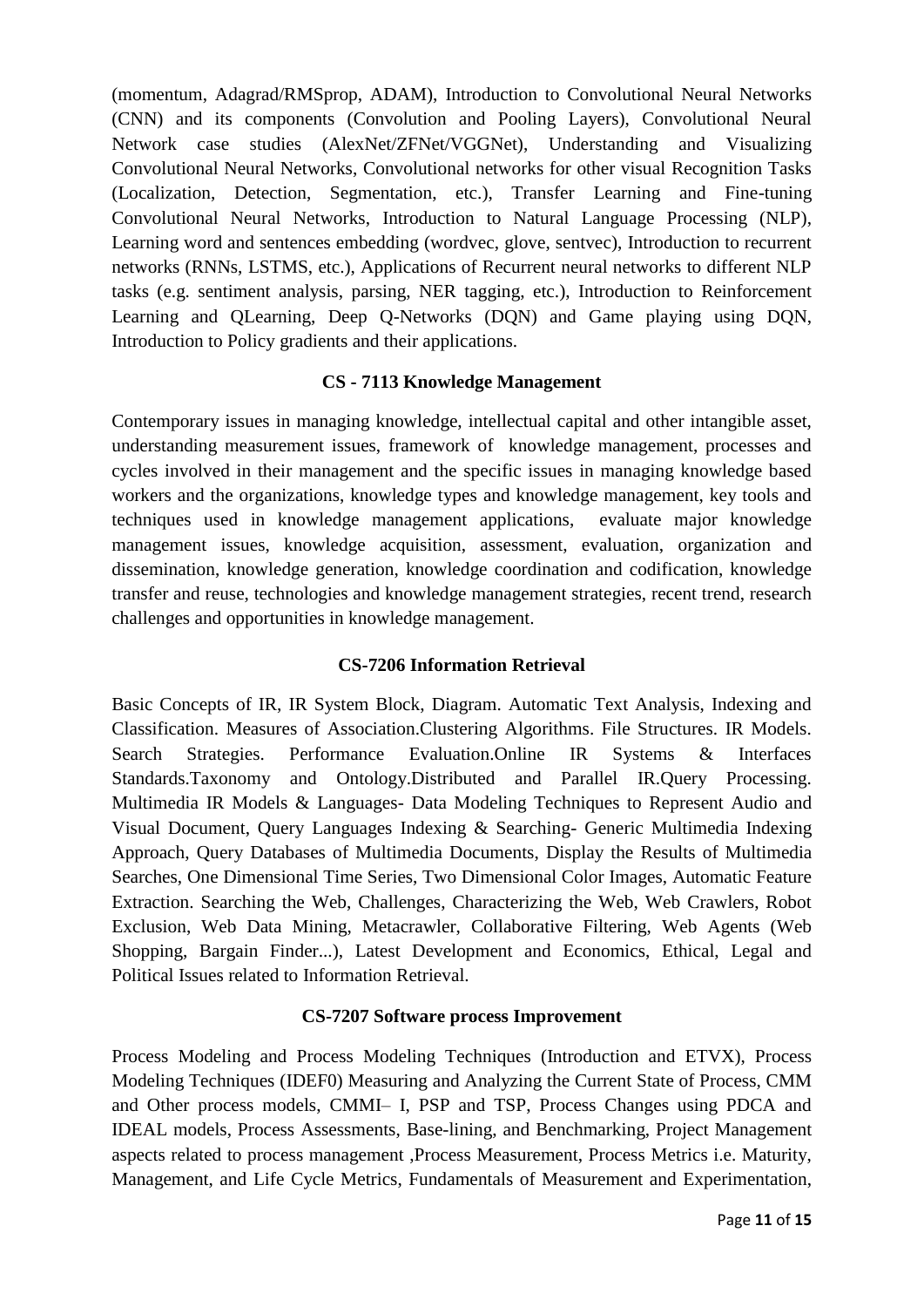(momentum, Adagrad/RMSprop, ADAM), Introduction to Convolutional Neural Networks (CNN) and its components (Convolution and Pooling Layers), Convolutional Neural Network case studies (AlexNet/ZFNet/VGGNet), Understanding and Visualizing Convolutional Neural Networks, Convolutional networks for other visual Recognition Tasks (Localization, Detection, Segmentation, etc.), Transfer Learning and Fine-tuning Convolutional Neural Networks, Introduction to Natural Language Processing (NLP), Learning word and sentences embedding (wordvec, glove, sentvec), Introduction to recurrent networks (RNNs, LSTMS, etc.), Applications of Recurrent neural networks to different NLP tasks (e.g. sentiment analysis, parsing, NER tagging, etc.), Introduction to Reinforcement Learning and QLearning, Deep Q-Networks (DQN) and Game playing using DQN, Introduction to Policy gradients and their applications.

### CS - 7113 Knowledge Management

Contemporary issues in managing knowledge, intellectual capital and other intangible asset, understanding measurement issues, framework of knowledge management, processes and cycles involved in their management and the specific issues in managing knowledge based workers and the organizations, knowledge types and knowledge management, key tools and techniques used in knowledge management applications, evaluate major knowledge management issues, knowledge acquisition, assessment, evaluation, organization and dissemination, knowledge generation, knowledge coordination and codification, knowledge transfer and reuse, technologies and knowledge management strategies, recent trend, research challenges and opportunities in knowledge management.

### CS-7206 Information Retrieval

Basic Concepts of IR, IR System Block, Diagram. Automatic Text Analysis, Indexing and Classification. Measures of Association.Clustering Algorithms. File Structures. IR Models. Search Strategies. Performance Evaluation.Online IR Systems & Interfaces Standards.Taxonomy and Ontology.Distributed and Parallel IR.Query Processing. Multimedia IR Models & Languages- Data Modeling Techniques to Represent Audio and Visual Document, Query Languages Indexing & Searching- Generic Multimedia Indexing Approach, Query Databases of Multimedia Documents, Display the Results of Multimedia Searches, One Dimensional Time Series, Two Dimensional Color Images, Automatic Feature Extraction. Searching the Web, Challenges, Characterizing the Web, Web Crawlers, Robot Exclusion, Web Data Mining, Metacrawler, Collaborative Filtering, Web Agents (Web Shopping, Bargain Finder...), Latest Development and Economics, Ethical, Legal and Political Issues related to Information Retrieval.

### CS-7207 Software process Improvement

Process Modeling and Process Modeling Techniques (Introduction and ETVX), Process Modeling Techniques (IDEF0) Measuring and Analyzing the Current State of Process, CMM and Other process models, CMMI– I, PSP and TSP, Process Changes using PDCA and IDEAL models, Process Assessments, Base-lining, and Benchmarking, Project Management aspects related to process management ,Process Measurement, Process Metrics i.e. Maturity, Management, and Life Cycle Metrics, Fundamentals of Measurement and Experimentation,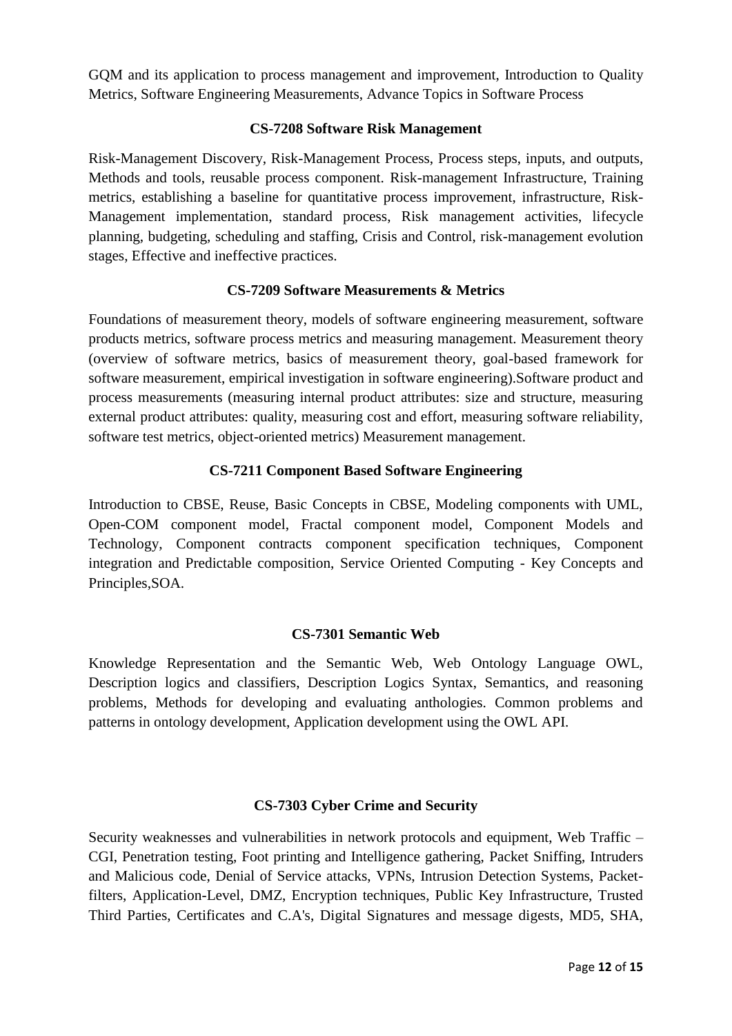GQM and its application to process management and improvement, Introduction to Quality Metrics, Software Engineering Measurements, Advance Topics in Software Process

### CS-7208 Software Risk Management

Risk-Management Discovery, Risk-Management Process, Process steps, inputs, and outputs, Methods and tools, reusable process component. Risk-management Infrastructure, Training metrics, establishing a baseline for quantitative process improvement, infrastructure, Risk-Management implementation, standard process, Risk management activities, lifecycle planning, budgeting, scheduling and staffing, Crisis and Control, risk-management evolution stages, Effective and ineffective practices.

### CS-7209 Software Measurements & Metrics

Foundations of measurement theory, models of software engineering measurement, software products metrics, software process metrics and measuring management. Measurement theory (overview of software metrics, basics of measurement theory, goal-based framework for software measurement, empirical investigation in software engineering).Software product and process measurements (measuring internal product attributes: size and structure, measuring external product attributes: quality, measuring cost and effort, measuring software reliability, software test metrics, object-oriented metrics) Measurement management.

### CS-7211 Component Based Software Engineering

Introduction to CBSE, Reuse, Basic Concepts in CBSE, Modeling components with UML, Open-COM component model, Fractal component model, Component Models and Technology, Component contracts component specification techniques, Component integration and Predictable composition, Service Oriented Computing - Key Concepts and Principles,SOA.

### CS-7301 Semantic Web

Knowledge Representation and the Semantic Web, Web Ontology Language OWL, Description logics and classifiers, Description Logics Syntax, Semantics, and reasoning problems, Methods for developing and evaluating anthologies. Common problems and patterns in ontology development, Application development using the OWL API.

### CS-7303 Cyber Crime and Security

Security weaknesses and vulnerabilities in network protocols and equipment, Web Traffic – CGI, Penetration testing, Foot printing and Intelligence gathering, Packet Sniffing, Intruders and Malicious code, Denial of Service attacks, VPNs, Intrusion Detection Systems, Packet-filters, Application-Level, DMZ, Encryption techniques, Public Key Infrastructure, Trusted Third Parties, Certificates and C.A's, Digital Signatures and message digests, MD5, SHA,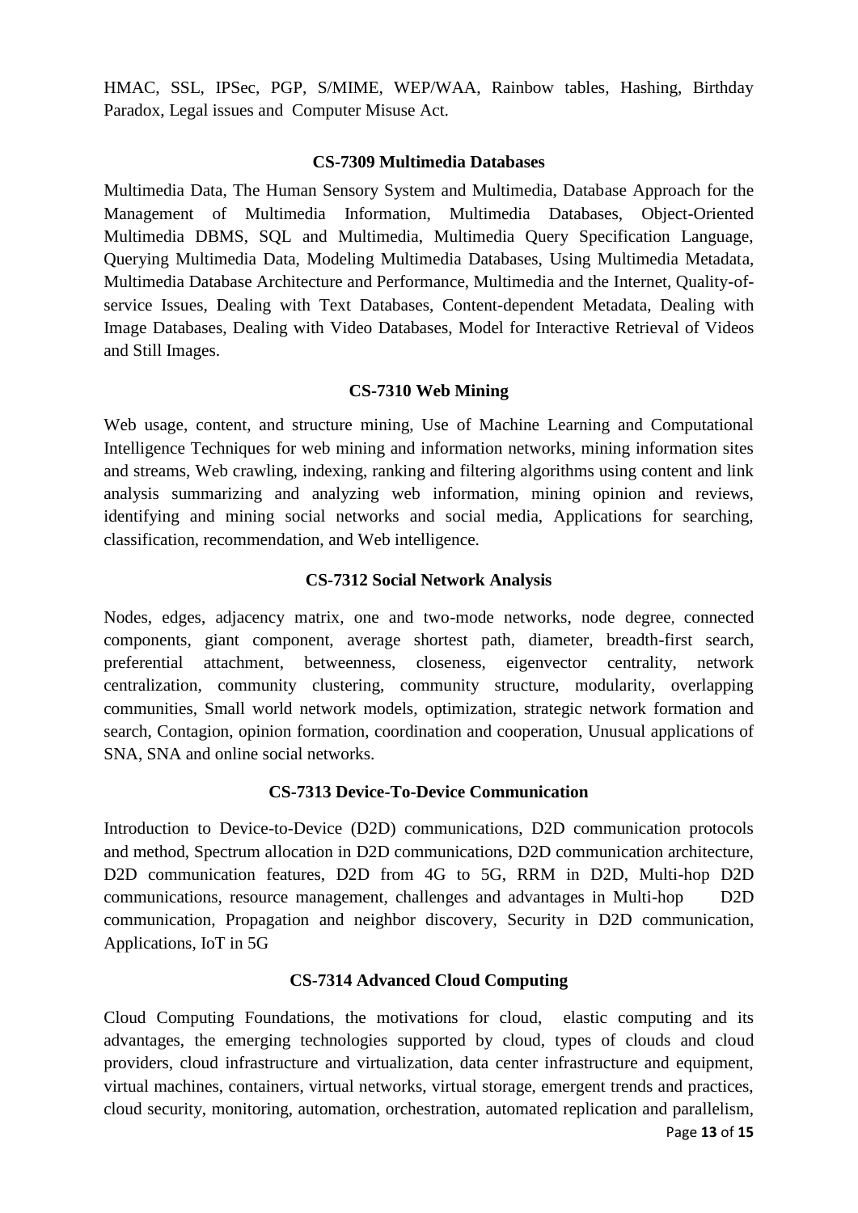HMAC, SSL, IPSec, PGP, S/MIME, WEP/WAA, Rainbow tables, Hashing, Birthday Paradox, Legal issues and Computer Misuse Act.

### CS-7309 Multimedia Databases

Multimedia Data, The Human Sensory System and Multimedia, Database Approach for the Management of Multimedia Information, Multimedia Databases, Object-Oriented Multimedia DBMS, SQL and Multimedia, Multimedia Query Specification Language, Querying Multimedia Data, Modeling Multimedia Databases, Using Multimedia Metadata, Multimedia Database Architecture and Performance, Multimedia and the Internet, Quality-of-service Issues, Dealing with Text Databases, Content-dependent Metadata, Dealing with Image Databases, Dealing with Video Databases, Model for Interactive Retrieval of Videos and Still Images.

### CS-7310 Web Mining

Web usage, content, and structure mining, Use of Machine Learning and Computational Intelligence Techniques for web mining and information networks, mining information sites and streams, Web crawling, indexing, ranking and filtering algorithms using content and link analysis summarizing and analyzing web information, mining opinion and reviews, identifying and mining social networks and social media, Applications for searching, classification, recommendation, and Web intelligence.

### CS-7312 Social Network Analysis

Nodes, edges, adjacency matrix, one and two-mode networks, node degree, connected components, giant component, average shortest path, diameter, breadth-first search, preferential attachment, betweenness, closeness, eigenvector centrality, network centralization, community clustering, community structure, modularity, overlapping communities, Small world network models, optimization, strategic network formation and search, Contagion, opinion formation, coordination and cooperation, Unusual applications of SNA, SNA and online social networks.

### CS-7313 Device-To-Device Communication

Introduction to Device-to-Device (D2D) communications, D2D communication protocols and method, Spectrum allocation in D2D communications, D2D communication architecture, D2D communication features, D2D from 4G to 5G, RRM in D2D, Multi-hop D2D communications, resource management, challenges and advantages in Multi-hop D2D communication, Propagation and neighbor discovery, Security in D2D communication, Applications, IoT in 5G

### CS-7314 Advanced Cloud Computing

Cloud Computing Foundations, the motivations for cloud, elastic computing and its advantages, the emerging technologies supported by cloud, types of clouds and cloud providers, cloud infrastructure and virtualization, data center infrastructure and equipment, virtual machines, containers, virtual networks, virtual storage, emergent trends and practices, cloud security, monitoring, automation, orchestration, automated replication and parallelism,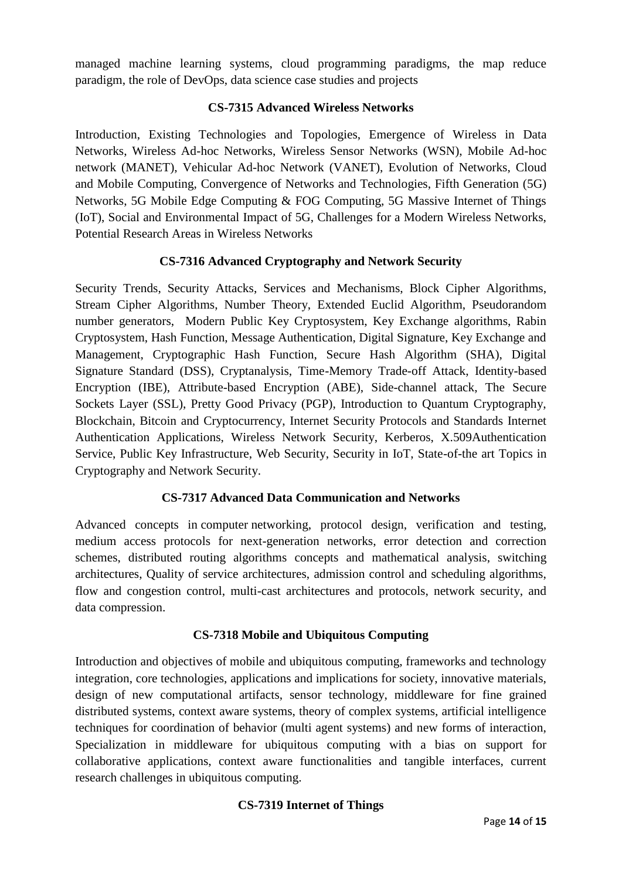managed machine learning systems, cloud programming paradigms, the map reduce paradigm, the role of DevOps, data science case studies and projects

### CS-7315 Advanced Wireless Networks

Introduction, Existing Technologies and Topologies, Emergence of Wireless in Data Networks, Wireless Ad-hoc Networks, Wireless Sensor Networks (WSN), Mobile Ad-hoc network (MANET), Vehicular Ad-hoc Network (VANET), Evolution of Networks, Cloud and Mobile Computing, Convergence of Networks and Technologies, Fifth Generation (5G) Networks, 5G Mobile Edge Computing & FOG Computing, 5G Massive Internet of Things (IoT), Social and Environmental Impact of 5G, Challenges for a Modern Wireless Networks, Potential Research Areas in Wireless Networks

### CS-7316 Advanced Cryptography and Network Security

Security Trends, Security Attacks, Services and Mechanisms, Block Cipher Algorithms, Stream Cipher Algorithms, Number Theory, Extended Euclid Algorithm, Pseudorandom number generators, Modern Public Key Cryptosystem, Key Exchange algorithms, Rabin Cryptosystem, Hash Function, Message Authentication, Digital Signature, Key Exchange and Management, Cryptographic Hash Function, Secure Hash Algorithm (SHA), Digital Signature Standard (DSS), Cryptanalysis, Time-Memory Trade-off Attack, Identity-based Encryption (IBE), Attribute-based Encryption (ABE), Side-channel attack, The Secure Sockets Layer (SSL), Pretty Good Privacy (PGP), Introduction to Quantum Cryptography, Blockchain, Bitcoin and Cryptocurrency, Internet Security Protocols and Standards Internet Authentication Applications, Wireless Network Security, Kerberos, X.509Authentication Service, Public Key Infrastructure, Web Security, Security in IoT, State-of-the art Topics in Cryptography and Network Security.

### CS-7317 Advanced Data Communication and Networks

Advanced concepts in computer networking, protocol design, verification and testing, medium access protocols for next-generation networks, error detection and correction schemes, distributed routing algorithms concepts and mathematical analysis, switching architectures, Quality of service architectures, admission control and scheduling algorithms, flow and congestion control, multi-cast architectures and protocols, network security, and data compression.

### CS-7318 Mobile and Ubiquitous Computing

Introduction and objectives of mobile and ubiquitous computing, frameworks and technology integration, core technologies, applications and implications for society, innovative materials, design of new computational artifacts, sensor technology, middleware for fine grained distributed systems, context aware systems, theory of complex systems, artificial intelligence techniques for coordination of behavior (multi agent systems) and new forms of interaction, Specialization in middleware for ubiquitous computing with a bias on support for collaborative applications, context aware functionalities and tangible interfaces, current research challenges in ubiquitous computing.

### CS-7319 Internet of Things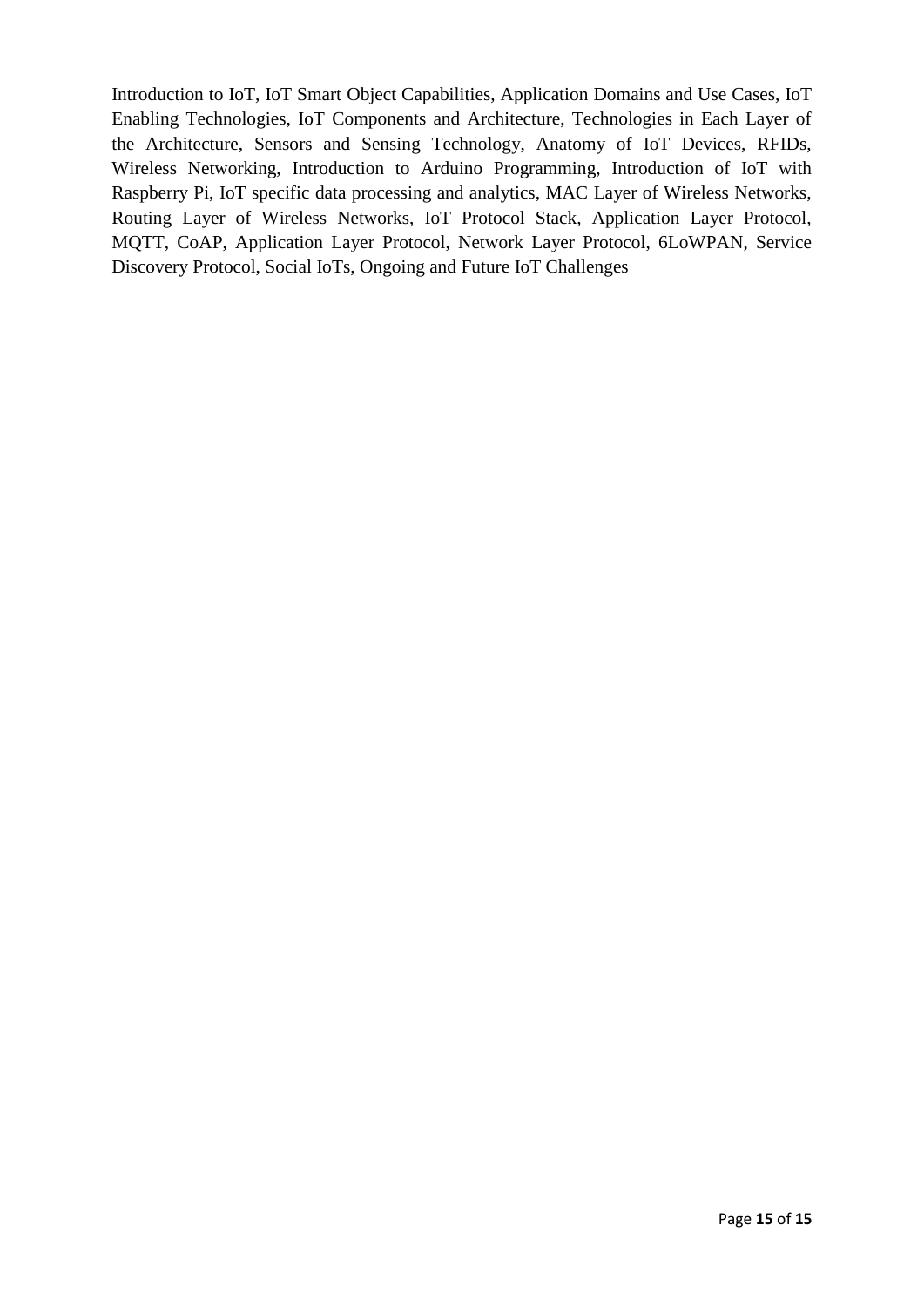Introduction to IoT, IoT Smart Object Capabilities, Application Domains and Use Cases, IoT Enabling Technologies, IoT Components and Architecture, Technologies in Each Layer of the Architecture, Sensors and Sensing Technology, Anatomy of IoT Devices, RFIDs, Wireless Networking, Introduction to Arduino Programming, Introduction of IoT with Raspberry Pi, IoT specific data processing and analytics, MAC Layer of Wireless Networks, Routing Layer of Wireless Networks, IoT Protocol Stack, Application Layer Protocol, MQTT, CoAP, Application Layer Protocol, Network Layer Protocol, 6LoWPAN, Service Discovery Protocol, Social IoTs, Ongoing and Future IoT Challenges